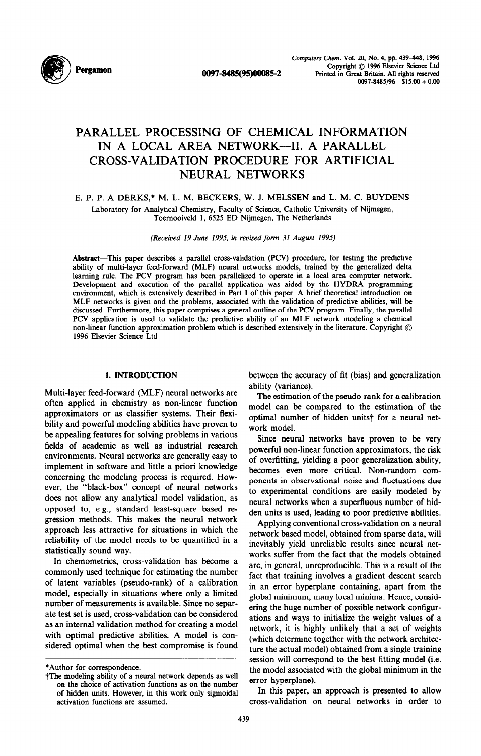# PARALLEL PROCESSING OF CHEMICAL INFORMATION IN A LOCAL AREA NETWORK—II. A PARALLEL CROSS-VALIDATION PROCEDURE FOR ARTIFICIAL NEURAL NETWORKS

E. P. P. A DERKS,* M. L. M. BECKERS, W. J. MELSSEN and L. M. C. BUYDENS

Laboratory for Analytical Chemistry, Faculty of Science, Catholic University of Nijmegen, Toernooiveld 1, 6525 ED Nijmegen, The Netherlands

*(Received 19 June 1995; in revised form 31 August 1995)*

**Abstract**—This paper describes a parallel cross-validation (PCV) procedure, for testing the predictive ability of multi-layer feed-forward (MLF) neural networks models, trained by the generalized delta learning rule. The PCV program has been parallelized to operate in a local area computer network. Development and execution of the parallel application was aided by the HYDRA programming environment, which is extensively described in Part I of this paper. A brief theoretical introduction on MLF networks is given and the problems, associated with the validation of predictive abilities, will be discussed. Furthermore, this paper comprises a general outline of the PCV program. Finally, the parallel PCV application is used to validate the predictive ability of an MLF network modeling a chemical non-linear function approximation problem which is described extensively in the literature. Copyright © 1996 Elsevier Science Ltd

## 1. INTRODUCTION

Multi-layer feed-forward (MLF) neural networks are often applied in chemistry as non-linear function approximators or as classifier systems. Their flexibility and powerful modeling abilities have proven to be appealing features for solving problems in various fields of academic as well as industrial research environments. Neural networks are generally easy to implement in software and little a priori knowledge concerning the modeling process is required. However, the "black-box" concept of neural networks does not allow any analytical model validation, as opposed to, e.g., standard least-square based regression methods. This makes the neural network approach less attractive for situations in which the reliability of the model needs to be quantified in a statistically sound way.

In chemometrics, cross-validation has become a commonly used technique for estimating the number of latent variables (pseudo-rank) of a calibration model, especially in situations where only a limited number of measurements is available. Since no separate test set is used, cross-validation can be considered as an internal validation method for creating a model with optimal predictive abilities. A model is considered optimal when the best compromise is found between the accuracy of fit (bias) and generalization ability (variance).

The estimation of the pseudo-rank for a calibration model can be compared to the estimation of the optimal number of hidden units† for a neural network model.

Since neural networks have proven to be very powerful non-linear function approximators, the risk of overfitting, yielding a poor generalization ability, becomes even more critical. Non-random components in observational noise and fluctuations due to experimental conditions are easily modeled by neural networks when a superfluous number of hidden units is used, leading to poor predictive abilities.

Applying conventional cross-validation on a neural network based model, obtained from sparse data, will inevitably yield unreliable results since neural networks suffer from the fact that the models obtained are, in general, unreproducible. This is a result of the fact that training involves a gradient descent search in an error hyperplane containing, apart from the global minimum, many local minima. Hence, considering the huge number of possible network configurations and ways to initialize the weight values of a network, it is highly unlikely that a set of weights (which determine together with the network architecture the actual model) obtained from a single training session will correspond to the best fitting model (i.e. the model associated with the global minimum in the error hyperplane).

In this paper, an approach is presented to allow cross-validation on neural networks in order to

*Author for correspondence.

†The modeling ability of a neural network depends as well on the choice of activation functions as on the number of hidden units. However, in this work only sigmoidal activation functions are assumed.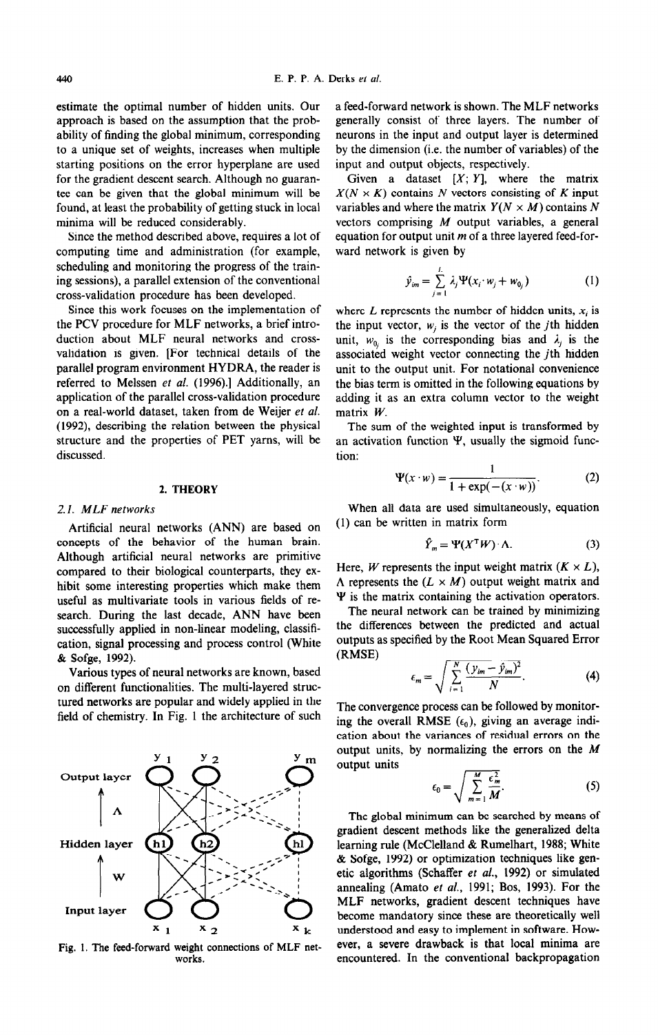estimate the optimal number of hidden units. Our approach is based on the assumption that the probability of finding the global minimum, corresponding to a unique set of weights, increases when multiple starting positions on the error hyperplane are used for the gradient descent search. Although no guarantee can be given that the global minimum will be found, at least the probability of getting stuck in local minima will be reduced considerably.

Since the method described above, requires a lot of computing time and administration (for example, scheduling and monitoring the progress of the training sessions), a parallel extension of the conventional cross-validation procedure has been developed.

Since this work focuses on the implementation of the PCV procedure for MLF networks, a brief introduction about MLF neural networks and cross-validation is given. [For technical details of the parallel program environment HYDRA, the reader is referred to Melssen *et al.* (1996).] Additionally, an application of the parallel cross-validation procedure on a real-world dataset, taken from de Weijer *et al.* (1992), describing the relation between the physical structure and the properties of PET yarns, will be discussed.

## 2. THEORY

### 2.1. MLF networks

Artificial neural networks (ANN) are based on concepts of the behavior of the human brain. Although artificial neural networks are primitive compared to their biological counterparts, they exhibit some interesting properties which make them useful as multivariate tools in various fields of research. During the last decade, ANN have been successfully applied in non-linear modeling, classification, signal processing and process control (White & Sofge, 1992).

Various types of neural networks are known, based on different functionalities. The multi-layered structured networks are popular and widely applied in the field of chemistry. In Fig. 1 the architecture of such a feed-forward network is shown. The MLF networks generally consist of three layers. The number of neurons in the input and output layer is determined by the dimension (i.e. the number of variables) of the input and output objects, respectively.

Fig. 1. The feed-forward weight connections of MLF networks.

Given a dataset $[X; Y]$, where the matrix $X(N \times K)$ contains $N$ vectors consisting of $K$ input variables and where the matrix $Y(N \times M)$ contains $N$ vectors comprising $M$ output variables, a general equation for output unit $m$ of a three layered feed-forward network is given by

$$\hat{y}_{im} = \sum_{j=1}^{L} \lambda_j \Psi(x_i \cdot w_j + w_{0_j}) \tag{1}$$

where $L$ represents the number of hidden units, $x_i$ is the input vector, $w_j$ is the vector of the $j$th hidden unit, $w_{0_j}$ is the corresponding bias and $\lambda_j$ is the associated weight vector connecting the $j$th hidden unit to the output unit. For notational convenience the bias term is omitted in the following equations by adding it as an extra column vector to the weight matrix $W$.

The sum of the weighted input is transformed by an activation function $\Psi$, usually the sigmoid function:

$$\Psi(x \cdot w) = \frac{1}{1 + \exp(-(x \cdot w))}. \tag{2}$$

When all data are used simultaneously, equation (1) can be written in matrix form

$$\hat{Y}_m = \Psi(X^T W) \cdot \Lambda. \tag{3}$$

Here, $W$ represents the input weight matrix $(K \times L)$, $\Lambda$ represents the $(L \times M)$ output weight matrix and $\Psi$ is the matrix containing the activation operators.

The neural network can be trained by minimizing the differences between the predicted and actual outputs as specified by the Root Mean Squared Error (RMSE)

$$\epsilon_m = \sqrt{\sum_{i=1}^{N} \frac{(y_{im} - \hat{y}_{im})^2}{N}}. \tag{4}$$

The convergence process can be followed by monitoring the overall RMSE ($\epsilon_0$), giving an average indication about the variances of residual errors on the output units, by normalizing the errors on the $M$ output units

$$\epsilon_0 = \sqrt{\sum_{m=1}^{M} \frac{\epsilon_m^2}{M}}. \tag{5}$$

The global minimum can be searched by means of gradient descent methods like the generalized delta learning rule (McClelland & Rumelhart, 1988; White & Sofge, 1992) or optimization techniques like genetic algorithms (Schaffer *et al.*, 1992) or simulated annealing (Amato *et al.*, 1991; Bos, 1993). For the MLF networks, gradient descent techniques have become mandatory since these are theoretically well understood and easy to implement in software. However, a severe drawback is that local minima are encountered. In the conventional backpropagation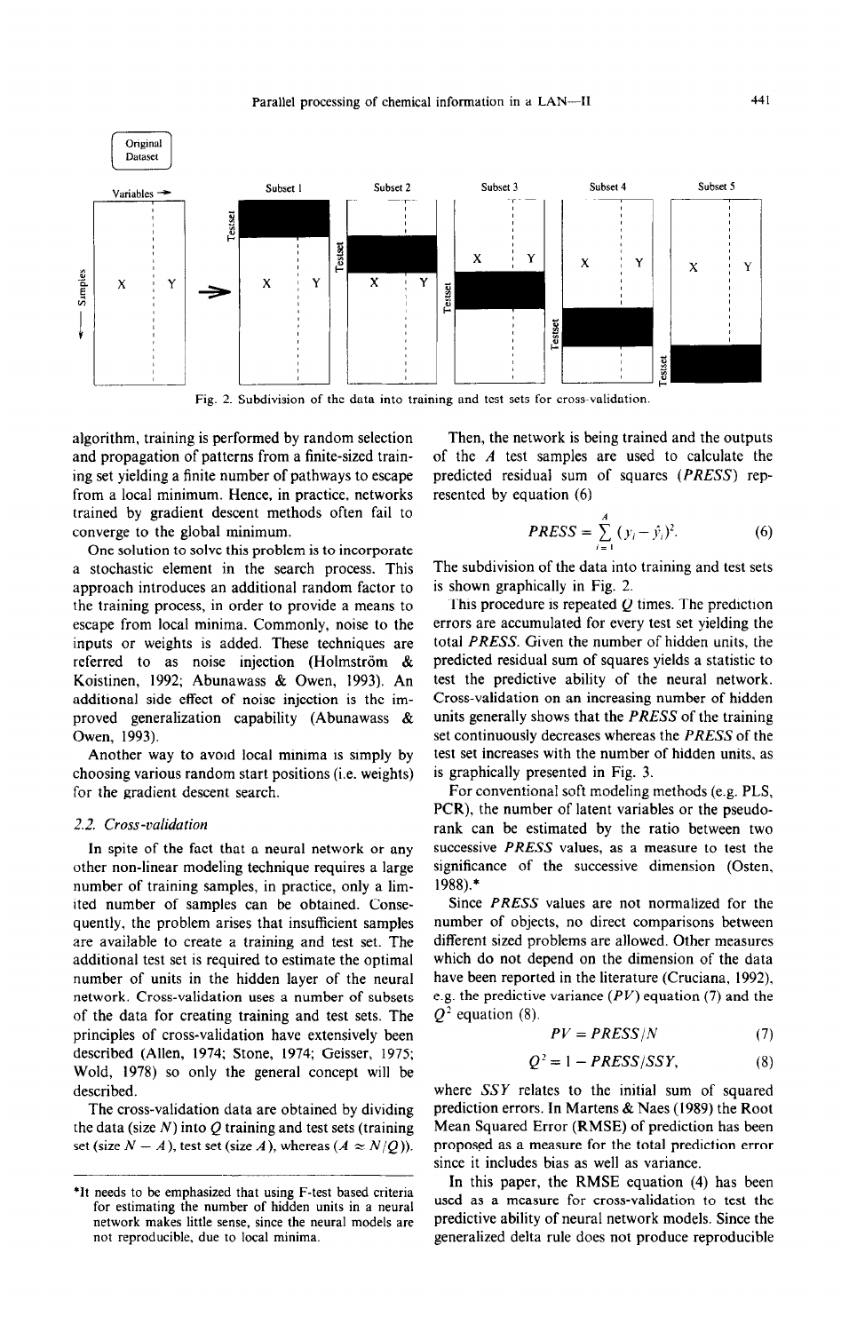Fig. 2. Subdivision of the data into training and test sets for cross-validation.

algorithm, training is performed by random selection and propagation of patterns from a finite-sized training set yielding a finite number of pathways to escape from a local minimum. Hence, in practice, networks trained by gradient descent methods often fail to converge to the global minimum.

One solution to solve this problem is to incorporate a stochastic element in the search process. This approach introduces an additional random factor to the training process, in order to provide a means to escape from local minima. Commonly, noise to the inputs or weights is added. These techniques are referred to as noise injection (Holmström & Koistinen, 1992; Abunawass & Owen, 1993). An additional side effect of noise injection is the improved generalization capability (Abunawass & Owen, 1993).

Another way to avoid local minima is simply by choosing various random start positions (i.e. weights) for the gradient descent search.

### 2.2. Cross-validation

In spite of the fact that a neural network or any other non-linear modeling technique requires a large number of training samples, in practice, only a limited number of samples can be obtained. Consequently, the problem arises that insufficient samples are available to create a training and test set. The additional test set is required to estimate the optimal number of units in the hidden layer of the neural network. Cross-validation uses a number of subsets of the data for creating training and test sets. The principles of cross-validation have extensively been described (Allen, 1974; Stone, 1974; Geisser, 1975; Wold, 1978) so only the general concept will be described.

The cross-validation data are obtained by dividing the data (size $N$) into $Q$ training and test sets (training set (size $N - A$), test set (size $A$), whereas ($A \approx N/Q$)).

*It needs to be emphasized that using F-test based criteria for estimating the number of hidden units in a neural network makes little sense, since the neural models are not reproducible, due to local minima.

Then, the network is being trained and the outputs of the $A$ test samples are used to calculate the predicted residual sum of squares (*PRESS*) represented by equation (6)

$$PRESS = \sum_{i=1}^{A} (y_i - \hat{y}_i)^2. \tag{6}$$

The subdivision of the data into training and test sets is shown graphically in Fig. 2.

This procedure is repeated $Q$ times. The prediction errors are accumulated for every test set yielding the total *PRESS*. Given the number of hidden units, the predicted residual sum of squares yields a statistic to test the predictive ability of the neural network. Cross-validation on an increasing number of hidden units generally shows that the *PRESS* of the training set continuously decreases whereas the *PRESS* of the test set increases with the number of hidden units, as is graphically presented in Fig. 3.

For conventional soft modeling methods (e.g. PLS, PCR), the number of latent variables or the pseudo-rank can be estimated by the ratio between two successive *PRESS* values, as a measure to test the significance of the successive dimension (Osten, 1988).*

Since *PRESS* values are not normalized for the number of objects, no direct comparisons between different sized problems are allowed. Other measures which do not depend on the dimension of the data have been reported in the literature (Cruciana, 1992), e.g. the predictive variance (*PV*) equation (7) and the $Q^2$ equation (8).

$$PV = PRESS/N \tag{7}$$

$$Q^2 = 1 - PRESS/SSY, \tag{8}$$

where *SSY* relates to the initial sum of squared prediction errors. In Martens & Naes (1989) the Root Mean Squared Error (RMSE) of prediction has been proposed as a measure for the total prediction error since it includes bias as well as variance.

In this paper, the RMSE equation (4) has been used as a measure for cross-validation to test the predictive ability of neural network models. Since the generalized delta rule does not produce reproducible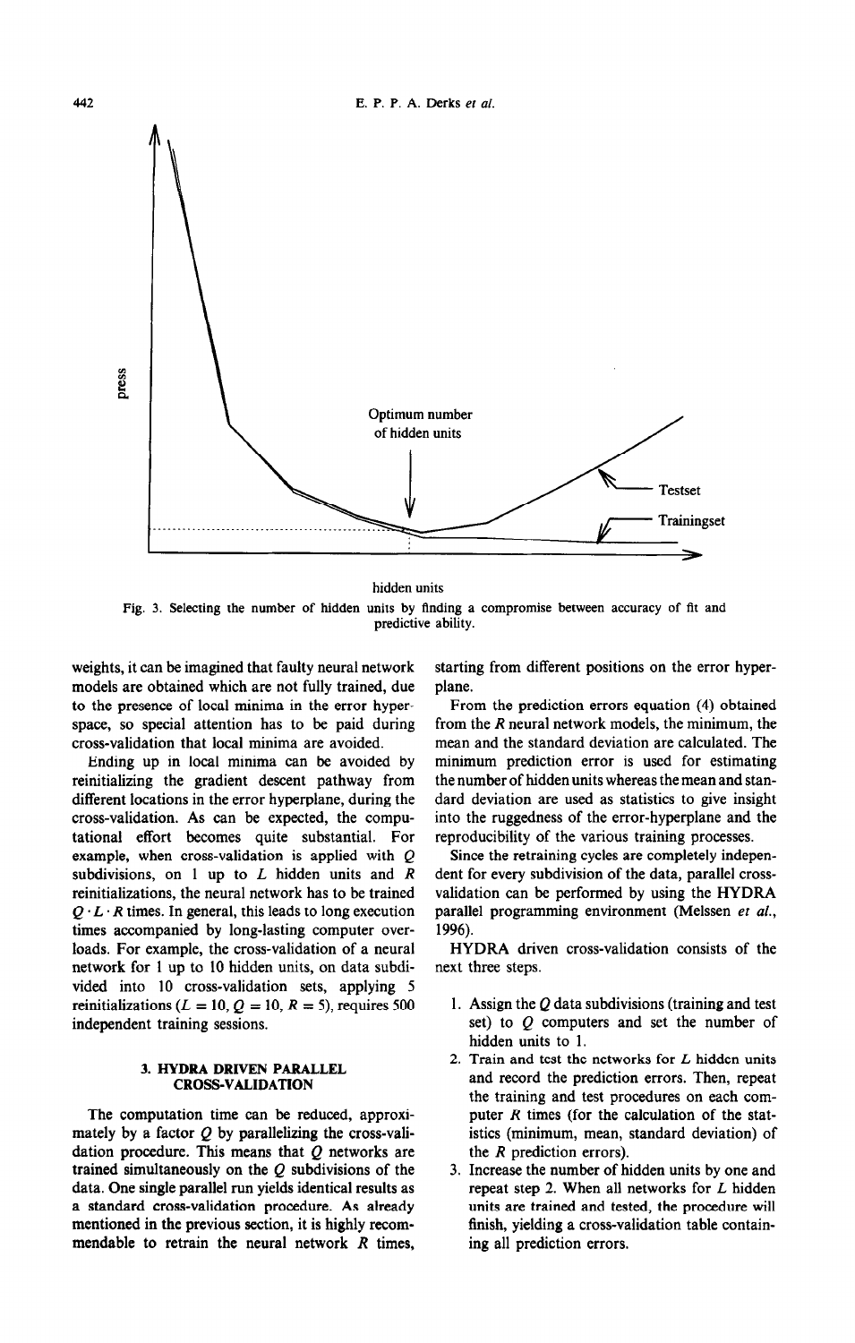Fig. 3. Selecting the number of hidden units by finding a compromise between accuracy of fit and predictive ability.

weights, it can be imagined that faulty neural network models are obtained which are not fully trained, due to the presence of local minima in the error hyperspace, so special attention has to be paid during cross-validation that local minima are avoided.

Ending up in local minima can be avoided by reinitializing the gradient descent pathway from different locations in the error hyperplane, during the cross-validation. As can be expected, the computational effort becomes quite substantial. For example, when cross-validation is applied with $Q$ subdivisions, on 1 up to $L$ hidden units and $R$ reinitializations, the neural network has to be trained $Q \cdot L \cdot R$ times. In general, this leads to long execution times accompanied by long-lasting computer overloads. For example, the cross-validation of a neural network for 1 up to 10 hidden units, on data subdivided into 10 cross-validation sets, applying 5 reinitializations ($L = 10$, $Q = 10$, $R = 5$), requires 500 independent training sessions.

## 3. HYDRA DRIVEN PARALLEL CROSS-VALIDATION

The computation time can be reduced, approximately by a factor $Q$ by parallelizing the cross-validation procedure. This means that $Q$ networks are trained simultaneously on the $Q$ subdivisions of the data. One single parallel run yields identical results as a standard cross-validation procedure. As already mentioned in the previous section, it is highly recommendable to retrain the neural network $R$ times, starting from different positions on the error hyperplane.

From the prediction errors equation (4) obtained from the $R$ neural network models, the minimum, the mean and the standard deviation are calculated. The minimum prediction error is used for estimating the number of hidden units whereas the mean and standard deviation are used as statistics to give insight into the ruggedness of the error-hyperplane and the reproducibility of the various training processes.

Since the retraining cycles are completely independent for every subdivision of the data, parallel cross-validation can be performed by using the HYDRA parallel programming environment (Melssen *et al.*, 1996).

HYDRA driven cross-validation consists of the next three steps.

1. Assign the $Q$ data subdivisions (training and test set) to $Q$ computers and set the number of hidden units to 1.
2. Train and test the networks for $L$ hidden units and record the prediction errors. Then, repeat the training and test procedures on each computer $R$ times (for the calculation of the statistics (minimum, mean, standard deviation) of the $R$ prediction errors).
3. Increase the number of hidden units by one and repeat step 2. When all networks for $L$ hidden units are trained and tested, the procedure will finish, yielding a cross-validation table containing all prediction errors.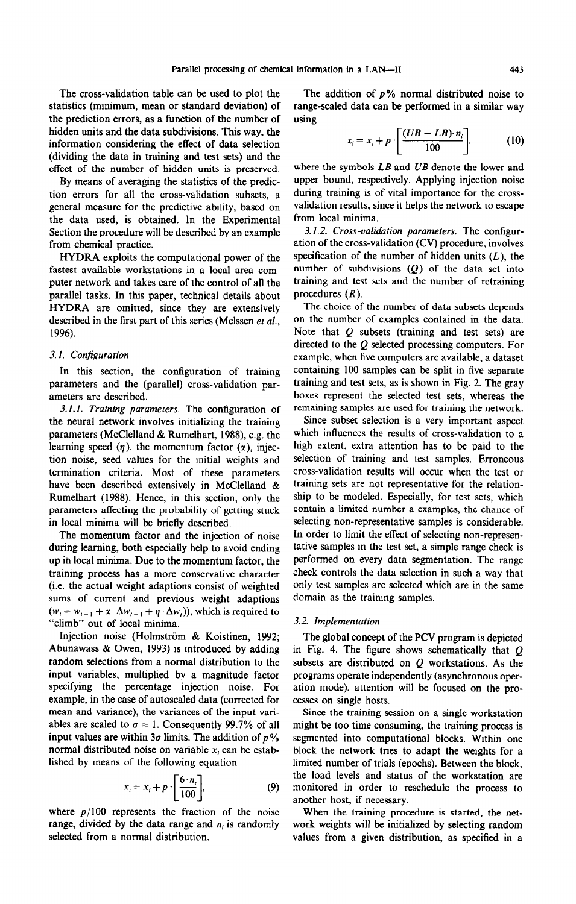The cross-validation table can be used to plot the statistics (minimum, mean or standard deviation) of the prediction errors, as a function of the number of hidden units and the data subdivisions. This way, the information considering the effect of data selection (dividing the data in training and test sets) and the effect of the number of hidden units is preserved.

By means of averaging the statistics of the prediction errors for all the cross-validation subsets, a general measure for the predictive ability, based on the data used, is obtained. In the Experimental Section the procedure will be described by an example from chemical practice.

HYDRA exploits the computational power of the fastest available workstations in a local area computer network and takes care of the control of all the parallel tasks. In this paper, technical details about HYDRA are omitted, since they are extensively described in the first part of this series (Melssen *et al.*, 1996).

### 3.1. Configuration

In this section, the configuration of training parameters and the (parallel) cross-validation parameters are described.

*3.1.1. Training parameters.* The configuration of the neural network involves initializing the training parameters (McClelland & Rumelhart, 1988), e.g. the learning speed ($\eta$), the momentum factor ($\alpha$), injection noise, seed values for the initial weights and termination criteria. Most of these parameters have been described extensively in McClelland & Rumelhart (1988). Hence, in this section, only the parameters affecting the probability of getting stuck in local minima will be briefly described.

The momentum factor and the injection of noise during learning, both especially help to avoid ending up in local minima. Due to the momentum factor, the training process has a more conservative character (i.e. the actual weight adaptions consist of weighted sums of current and previous weight adaptions ($w_t = w_{t-1} + \alpha \cdot \Delta w_{t-1} + \eta \cdot \Delta w_t$)), which is required to "climb" out of local minima.

Injection noise (Holmström & Koistinen, 1992; Abunawass & Owen, 1993) is introduced by adding random selections from a normal distribution to the input variables, multiplied by a magnitude factor specifying the percentage injection noise. For example, in the case of autoscaled data (corrected for mean and variance), the variances of the input variables are scaled to $\sigma = 1$. Consequently 99.7% of all input values are within $3\sigma$ limits. The addition of $p$% normal distributed noise on variable $x_i$ can be established by means of the following equation

$$x_i = x_i + p \cdot \left[\frac{6 \cdot n_i}{100}\right], \tag{9}$$

where $p/100$ represents the fraction of the noise range, divided by the data range and $n_i$ is randomly selected from a normal distribution.

The addition of $p$% normal distributed noise to range-scaled data can be performed in a similar way using

$$x_i = x_i + p \cdot \left[\frac{(UB - LB) \cdot n_i}{100}\right], \tag{10}$$

where the symbols $LB$ and $UB$ denote the lower and upper bound, respectively. Applying injection noise during training is of vital importance for the cross-validation results, since it helps the network to escape from local minima.

*3.1.2. Cross-validation parameters.* The configuration of the cross-validation (CV) procedure, involves specification of the number of hidden units ($L$), the number of subdivisions ($Q$) of the data set into training and test sets and the number of retraining procedures ($R$).

The choice of the number of data subsets depends on the number of examples contained in the data. Note that $Q$ subsets (training and test sets) are directed to the $Q$ selected processing computers. For example, when five computers are available, a dataset containing 100 samples can be split in five separate training and test sets, as is shown in Fig. 2. The gray boxes represent the selected test sets, whereas the remaining samples are used for training the network.

Since subset selection is a very important aspect which influences the results of cross-validation to a high extent, extra attention has to be paid to the selection of training and test samples. Erroneous cross-validation results will occur when the test or training sets are not representative for the relationship to be modeled. Especially, for test sets, which contain a limited number a examples, the chance of selecting non-representative samples is considerable. In order to limit the effect of selecting non-representative samples in the test set, a simple range check is performed on every data segmentation. The range check controls the data selection in such a way that only test samples are selected which are in the same domain as the training samples.

### 3.2. Implementation

The global concept of the PCV program is depicted in Fig. 4. The figure shows schematically that $Q$ subsets are distributed on $Q$ workstations. As the programs operate independently (asynchronous operation mode), attention will be focused on the processes on single hosts.

Since the training session on a single workstation might be too time consuming, the training process is segmented into computational blocks. Within one block the network tries to adapt the weights for a limited number of trials (epochs). Between the block, the load levels and status of the workstation are monitored in order to reschedule the process to another host, if necessary.

When the training procedure is started, the network weights will be initialized by selecting random values from a given distribution, as specified in a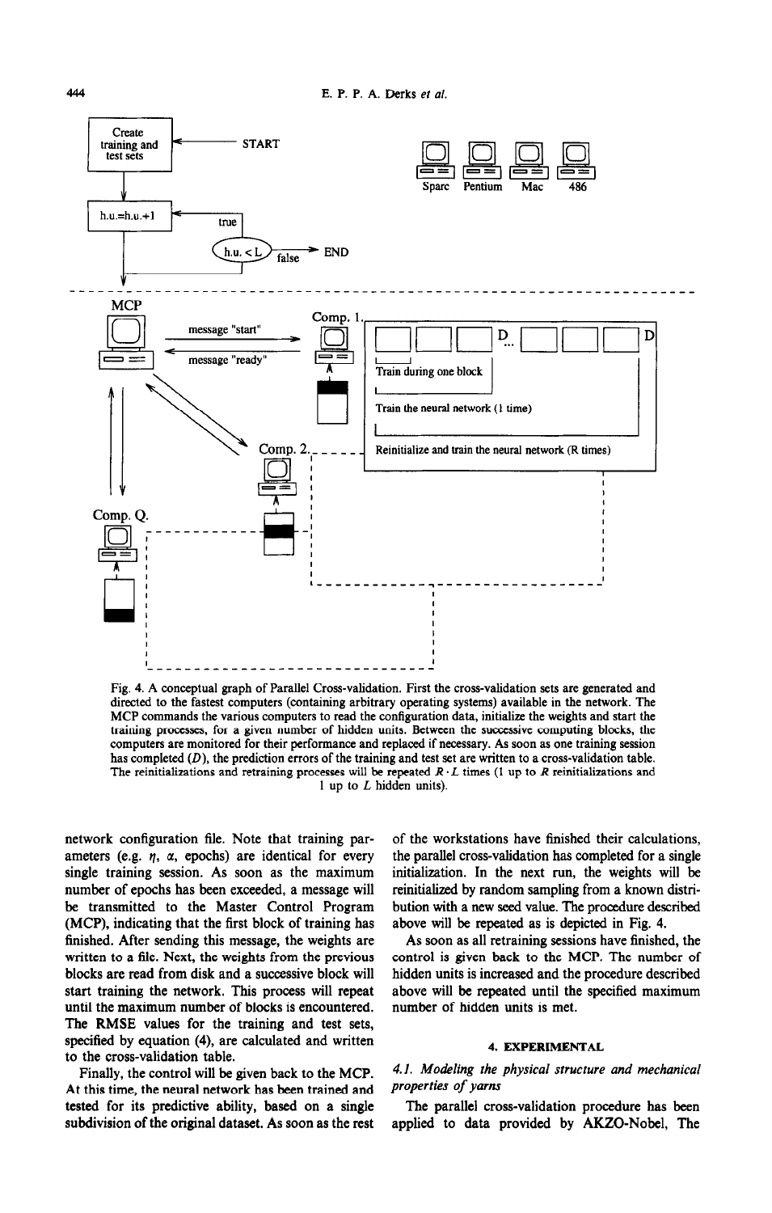Create training and test sets

START

h.u.=h.u.+1

true

h.u. < L

false

END

Sparc Pentium Mac 486

MCP

message "start"

message "ready"

Comp. 1.

Comp. 2.

Comp. Q.

D

...

D

Train during one block

Train the neural network (1 time)

Reinitialize and train the neural network (R times)

Fig. 4. A conceptual graph of Parallel Cross-validation. First the cross-validation sets are generated and directed to the fastest computers (containing arbitrary operating systems) available in the network. The MCP commands the various computers to read the configuration data, initialize the weights and start the training processes, for a given number of hidden units. Between the successive computing blocks, the computers are monitored for their performance and replaced if necessary. As soon as one training session has completed ($D$), the prediction errors of the training and test set are written to a cross-validation table. The reinitializations and retraining processes will be repeated $R \cdot L$ times (1 up to $R$ reinitializations and 1 up to $L$ hidden units).

network configuration file. Note that training parameters (e.g. $\eta$, $\alpha$, epochs) are identical for every single training session. As soon as the maximum number of epochs has been exceeded, a message will be transmitted to the Master Control Program (MCP), indicating that the first block of training has finished. After sending this message, the weights are written to a file. Next, the weights from the previous blocks are read from disk and a successive block will start training the network. This process will repeat until the maximum number of blocks is encountered. The RMSE values for the training and test sets, specified by equation (4), are calculated and written to the cross-validation table.

Finally, the control will be given back to the MCP. At this time, the neural network has been trained and tested for its predictive ability, based on a single subdivision of the original dataset. As soon as the rest of the workstations have finished their calculations, the parallel cross-validation has completed for a single initialization. In the next run, the weights will be reinitialized by random sampling from a known distribution with a new seed value. The procedure described above will be repeated as is depicted in Fig. 4.

As soon as all retraining sessions have finished, the control is given back to the MCP. The number of hidden units is increased and the procedure described above will be repeated until the specified maximum number of hidden units is met.

## 4. EXPERIMENTAL

### 4.1. *Modeling the physical structure and mechanical properties of yarns*

The parallel cross-validation procedure has been applied to data provided by AKZO-Nobel. The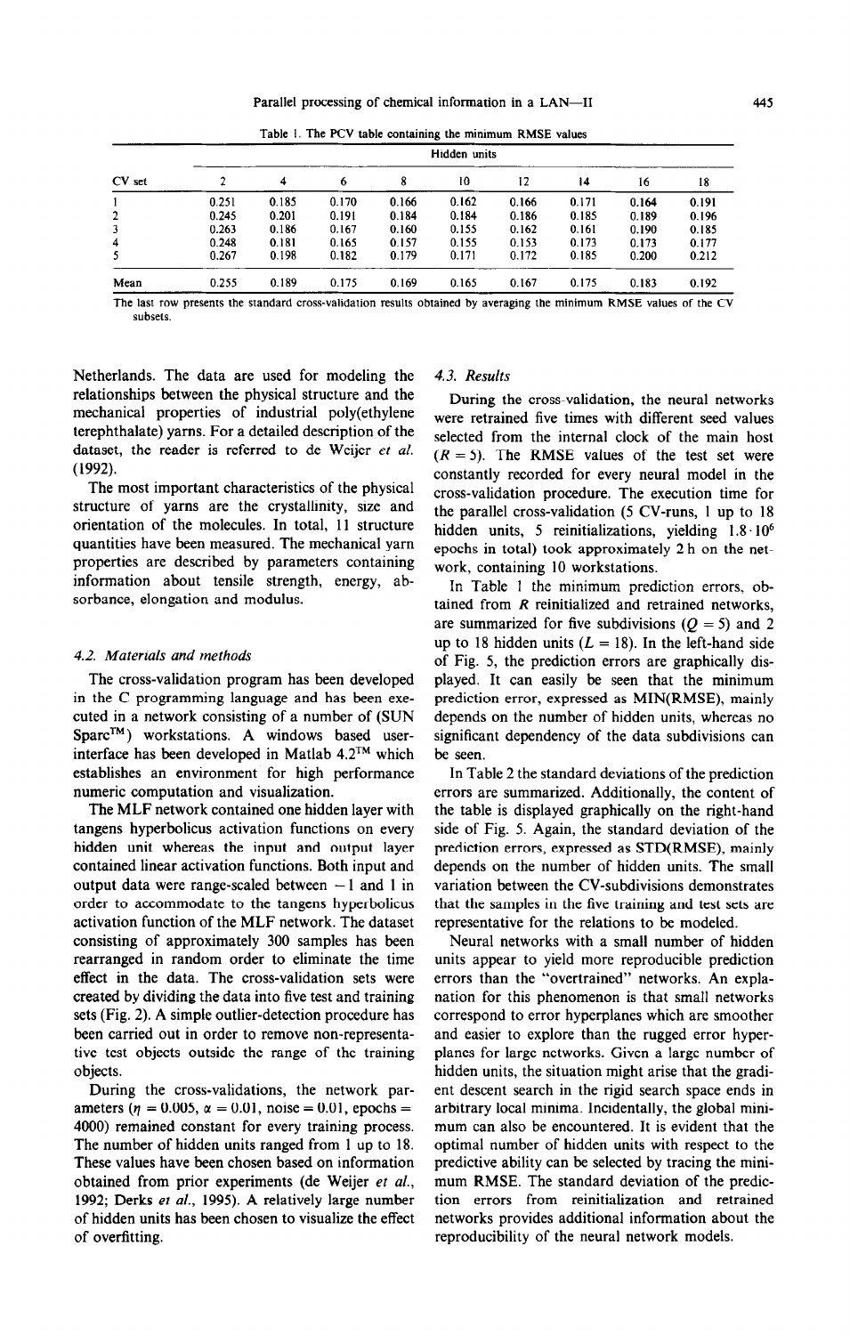Table 1. The PCV table containing the minimum RMSE values

| CV set | Hidden units | | | | | | | | |
|---|---|---|---|---|---|---|---|---|---|
| | 2 | 4 | 6 | 8 | 10 | 12 | 14 | 16 | 18 |
| 1 | 0.251 | 0.185 | 0.170 | 0.166 | 0.162 | 0.166 | 0.171 | 0.164 | 0.191 |
| 2 | 0.245 | 0.201 | 0.191 | 0.184 | 0.184 | 0.186 | 0.185 | 0.189 | 0.196 |
| 3 | 0.263 | 0.186 | 0.167 | 0.160 | 0.155 | 0.162 | 0.161 | 0.190 | 0.185 |
| 4 | 0.248 | 0.181 | 0.165 | 0.157 | 0.155 | 0.153 | 0.173 | 0.173 | 0.177 |
| 5 | 0.267 | 0.198 | 0.182 | 0.179 | 0.171 | 0.172 | 0.185 | 0.200 | 0.212 |
| Mean | 0.255 | 0.189 | 0.175 | 0.169 | 0.165 | 0.167 | 0.175 | 0.183 | 0.192 |

The last row presents the standard cross-validation results obtained by averaging the minimum RMSE values of the CV subsets.

Netherlands. The data are used for modeling the relationships between the physical structure and the mechanical properties of industrial poly(ethylene terephthalate) yarns. For a detailed description of the dataset, the reader is referred to de Weijer *et al.* (1992).

The most important characteristics of the physical structure of yarns are the crystallinity, size and orientation of the molecules. In total, 11 structure quantities have been measured. The mechanical yarn properties are described by parameters containing information about tensile strength, energy, absorbance, elongation and modulus.

### 4.2. Materials and methods

The cross-validation program has been developed in the C programming language and has been executed in a network consisting of a number of (SUN Sparc™) workstations. A windows based user-interface has been developed in Matlab 4.2™ which establishes an environment for high performance numeric computation and visualization.

The MLF network contained one hidden layer with tangens hyperbolicus activation functions on every hidden unit whereas the input and output layer contained linear activation functions. Both input and output data were range-scaled between $-1$ and 1 in order to accommodate to the tangens hyperbolicus activation function of the MLF network. The dataset consisting of approximately 300 samples has been rearranged in random order to eliminate the time effect in the data. The cross-validation sets were created by dividing the data into five test and training sets (Fig. 2). A simple outlier-detection procedure has been carried out in order to remove non-representative test objects outside the range of the training objects.

During the cross-validations, the network parameters ($\eta = 0.005$, $\alpha = 0.01$, noise $= 0.01$, epochs $= 4000$) remained constant for every training process. The number of hidden units ranged from 1 up to 18. These values have been chosen based on information obtained from prior experiments (de Weijer *et al.*, 1992; Derks *et al.*, 1995). A relatively large number of hidden units has been chosen to visualize the effect of overfitting.

### 4.3. Results

During the cross-validation, the neural networks were retrained five times with different seed values selected from the internal clock of the main host ($R = 5$). The RMSE values of the test set were constantly recorded for every neural model in the cross-validation procedure. The execution time for the parallel cross-validation (5 CV-runs, 1 up to 18 hidden units, 5 reinitializations, yielding $1.8 \cdot 10^6$ epochs in total) took approximately 2 h on the network, containing 10 workstations.

In Table 1 the minimum prediction errors, obtained from $R$ reinitialized and retrained networks, are summarized for five subdivisions ($Q = 5$) and 2 up to 18 hidden units ($L = 18$). In the left-hand side of Fig. 5, the prediction errors are graphically displayed. It can easily be seen that the minimum prediction error, expressed as MIN(RMSE), mainly depends on the number of hidden units, whereas no significant dependency of the data subdivisions can be seen.

In Table 2 the standard deviations of the prediction errors are summarized. Additionally, the content of the table is displayed graphically on the right-hand side of Fig. 5. Again, the standard deviation of the prediction errors, expressed as STD(RMSE), mainly depends on the number of hidden units. The small variation between the CV-subdivisions demonstrates that the samples in the five training and test sets are representative for the relations to be modeled.

Neural networks with a small number of hidden units appear to yield more reproducible prediction errors than the "overtrained" networks. An explanation for this phenomenon is that small networks correspond to error hyperplanes which are smoother and easier to explore than the rugged error hyperplanes for large networks. Given a large number of hidden units, the situation might arise that the gradient descent search in the rigid search space ends in arbitrary local minima. Incidentally, the global minimum can also be encountered. It is evident that the optimal number of hidden units with respect to the predictive ability can be selected by tracing the minimum RMSE. The standard deviation of the prediction errors from reinitialization and retrained networks provides additional information about the reproducibility of the neural network models.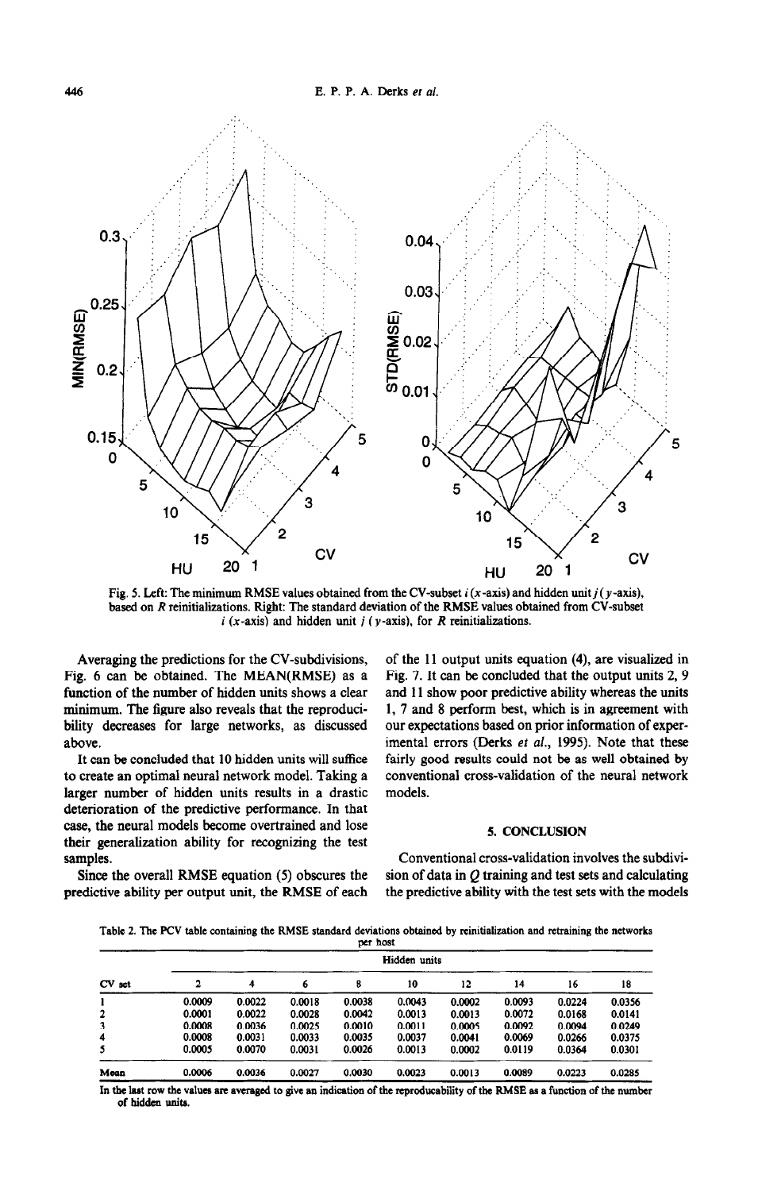Fig. 5. Left: The minimum RMSE values obtained from the CV-subset $i$ ($x$-axis) and hidden unit $j$ ($y$-axis), based on $R$ reinitializations. Right: The standard deviation of the RMSE values obtained from CV-subset $i$ ($x$-axis) and hidden unit $j$ ($y$-axis), for $R$ reinitializations.

Averaging the predictions for the CV-subdivisions, Fig. 6 can be obtained. The MEAN(RMSE) as a function of the number of hidden units shows a clear minimum. The figure also reveals that the reproducibility decreases for large networks, as discussed above.

It can be concluded that 10 hidden units will suffice to create an optimal neural network model. Taking a larger number of hidden units results in a drastic deterioration of the predictive performance. In that case, the neural models become overtrained and lose their generalization ability for recognizing the test samples.

Since the overall RMSE equation (5) obscures the predictive ability per output unit, the RMSE of each of the 11 output units equation (4), are visualized in Fig. 7. It can be concluded that the output units 2, 9 and 11 show poor predictive ability whereas the units 1, 7 and 8 perform best, which is in agreement with our expectations based on prior information of experimental errors (Derks *et al.*, 1995). Note that these fairly good results could not be as well obtained by conventional cross-validation of the neural network models.

## 5. CONCLUSION

Conventional cross-validation involves the subdivision of data in $Q$ training and test sets and calculating the predictive ability with the test sets with the models

Table 2. The PCV table containing the RMSE standard deviations obtained by reinitialization and retraining the networks per host

| CV set | Hidden units | | | | | | | | |
|---|---|---|---|---|---|---|---|---|---|
| | 2 | 4 | 6 | 8 | 10 | 12 | 14 | 16 | 18 |
| 1 | 0.0009 | 0.0022 | 0.0018 | 0.0038 | 0.0043 | 0.0002 | 0.0093 | 0.0224 | 0.0356 |
| 2 | 0.0001 | 0.0022 | 0.0028 | 0.0042 | 0.0013 | 0.0013 | 0.0072 | 0.0168 | 0.0141 |
| 3 | 0.0008 | 0.0036 | 0.0025 | 0.0010 | 0.0011 | 0.0005 | 0.0092 | 0.0094 | 0.0249 |
| 4 | 0.0008 | 0.0031 | 0.0033 | 0.0035 | 0.0037 | 0.0041 | 0.0069 | 0.0266 | 0.0375 |
| 5 | 0.0005 | 0.0070 | 0.0031 | 0.0026 | 0.0013 | 0.0002 | 0.0119 | 0.0364 | 0.0301 |
| Mean | 0.0006 | 0.0036 | 0.0027 | 0.0030 | 0.0023 | 0.0013 | 0.0089 | 0.0223 | 0.0285 |

In the last row the values are averaged to give an indication of the reproducability of the RMSE as a function of the number of hidden units.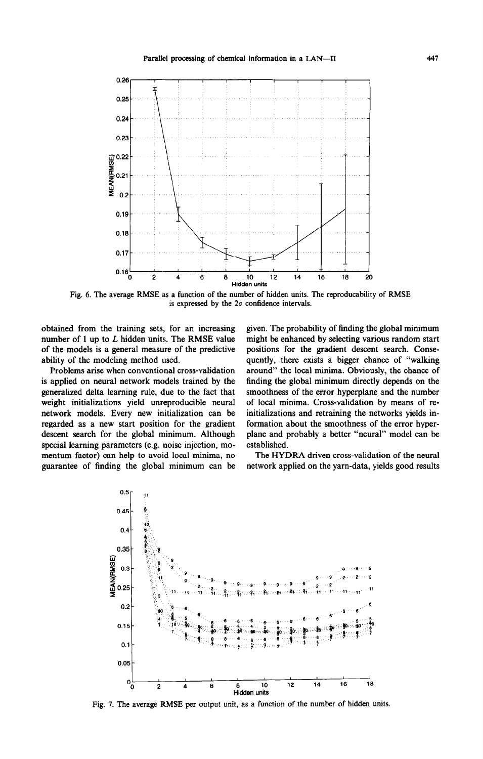Fig. 6. The average RMSE as a function of the number of hidden units. The reproducibility of RMSE is expressed by the $2\sigma$ confidence intervals.

obtained from the training sets, for an increasing number of 1 up to $L$ hidden units. The RMSE value of the models is a general measure of the predictive ability of the modeling method used.

Problems arise when conventional cross-validation is applied on neural network models trained by the generalized delta learning rule, due to the fact that weight initializations yield unreproducible neural network models. Every new initialization can be regarded as a new start position for the gradient descent search for the global minimum. Although special learning parameters (e.g. noise injection, momentum factor) can help to avoid local minima, no guarantee of finding the global minimum can be given. The probability of finding the global minimum might be enhanced by selecting various random start positions for the gradient descent search. Consequently, there exists a bigger chance of "walking around" the local minima. Obviously, the chance of finding the global minimum directly depends on the smoothness of the error hyperplane and the number of local minima. Cross-validation by means of re-initializations and retraining the networks yields information about the smoothness of the error hyperplane and probably a better "neural" model can be established.

The HYDRA driven cross-validation of the neural network applied on the yarn-data, yields good results

Fig. 7. The average RMSE per output unit, as a function of the number of hidden units.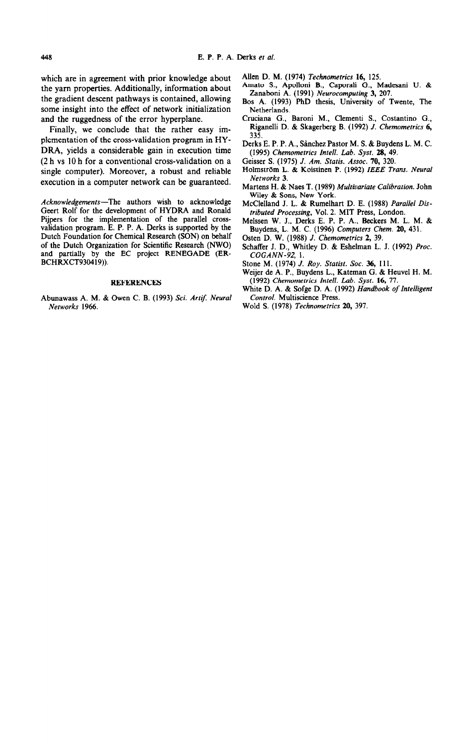which are in agreement with prior knowledge about the yarn properties. Additionally, information about the gradient descent pathways is contained, allowing some insight into the effect of network initialization and the ruggedness of the error hyperplane.

Finally, we conclude that the rather easy implementation of the cross-validation program in HYDRA, yields a considerable gain in execution time (2 h vs 10 h for a conventional cross-validation on a single computer). Moreover, a robust and reliable execution in a computer network can be guaranteed.

*Acknowledgements*—The authors wish to acknowledge Geert Rolf for the development of HYDRA and Ronald Pijpers for the implementation of the parallel cross-validation program. E. P. P. A. Derks is supported by the Dutch Foundation for Chemical Research (SON) on behalf of the Dutch Organization for Scientific Research (NWO) and partially by the EC project RENEGADE (ERBCHRXCT930419)).

## REFERENCES

Abunawass A. M. & Owen C. B. (1993) *Sci. Artif. Neural Networks* 1966.

Allen D. M. (1974) *Technometrics* **16**, 125.

Amato S., Apolloni B., Caporali G., Madesani U. & Zanaboni A. (1991) *Neurocomputing* **3**, 207.

Bos A. (1993) PhD thesis, University of Twente, The Netherlands.

Cruciana G., Baroni M., Clementi S., Costantino G., Riganelli D. & Skagerberg B. (1992) *J. Chemometrics* **6**, 335.

Derks E. P. P. A., Sànchez Pastor M. S. & Buydens L. M. C. (1995) *Chemometrics Intell. Lab. Syst.* **28**, 49.

Geisser S. (1975) *J. Am. Statis. Assoc.* **70**, 320.

Holmström L. & Koistinen P. (1992) *IEEE Trans. Neural Networks* **3**.

Martens H. & Naes T. (1989) *Multivariate Calibration.* John Wiley & Sons, New York.

McClelland J. L. & Rumelhart D. E. (1988) *Parallel Distributed Processing*, Vol. 2. MIT Press, London.

Melssen W. J., Derks E. P. P. A., Beckers M. L. M. & Buydens, L. M. C. (1996) *Computers Chem.* **20**, 431.

Osten D. W. (1988) *J. Chemometrics* **2**, 39.

Schaffer J. D., Whitley D. & Eshelman L. J. (1992) *Proc. COGANN-92*, 1.

Stone M. (1974) *J. Roy. Statist. Soc.* **36**, 111.

Weijer de A. P., Buydens L., Kateman G. & Heuvel H. M. (1992) *Chemometrics Intell. Lab. Syst.* **16**, 77.

White D. A. & Sofge D. A. (1992) *Handbook of Intelligent Control.* Multiscience Press.

Wold S. (1978) *Technometrics* **20**, 397.